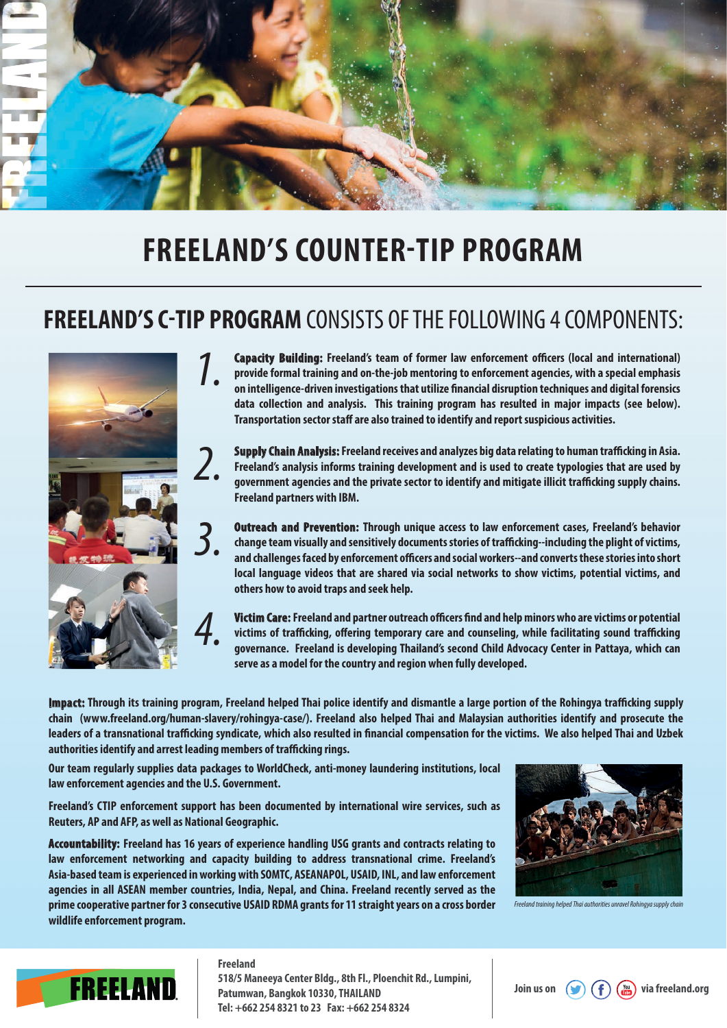# FREELAND'S COUNTER-TIP PROGRAM

## FREELAND'S C-TIP PROGRAM CONSISTS OF THE FOLLOWING 4 COMPONENTS:

1. **Capacity Building:** Freeland's team of former law enforcement officers (local and international) provide formal training and on-the-job mentoring to enforcement agencies, with a special emphasis on intelligence-driven investigations that utilize financial disruption techniques and digital forensics data collection and analysis. This training program has resulted in major impacts (see below). Transportation sector staff are also trained to identify and report suspicious activities.

2. **Supply Chain Analysis:** Freeland receives and analyzes big data relating to human trafficking in Asia. Freeland's analysis informs training development and is used to create typologies that are used by government agencies and the private sector to identify and mitigate illicit trafficking supply chains. Freeland partners with IBM.

3. **Outreach and Prevention:** Through unique access to law enforcement cases, Freeland's behavior change team visually and sensitively documents stories of trafficking--including the plight of victims, and challenges faced by enforcement officers and social workers--and converts these stories into short local language videos that are shared via social networks to show victims, potential victims, and others how to avoid traps and seek help.

4. **Victim Care:** Freeland and partner outreach officers find and help minors who are victims or potential victims of trafficking, offering temporary care and counseling, while facilitating sound trafficking governance. Freeland is developing Thailand's second Child Advocacy Center in Pattaya, which can serve as a model for the country and region when fully developed.

**Impact:** Through its training program, Freeland helped Thai police identify and dismantle a large portion of the Rohingya trafficking supply chain (www.freeland.org/human-slavery/rohingya-case/). Freeland also helped Thai and Malaysian authorities identify and prosecute the leaders of a transnational trafficking syndicate, which also resulted in financial compensation for the victims. We also helped Thai and Uzbek authorities identify and arrest leading members of trafficking rings.

Our team regularly supplies data packages to WorldCheck, anti-money laundering institutions, local law enforcement agencies and the U.S. Government.

Freeland's CTIP enforcement support has been documented by international wire services, such as Reuters, AP and AFP, as well as National Geographic.

**Accountability:** Freeland has 16 years of experience handling USG grants and contracts relating to law enforcement networking and capacity building to address transnational crime. Freeland's Asia-based team is experienced in working with SOMTC, ASEANAPOL, USAID, INL, and law enforcement agencies in all ASEAN member countries, India, Nepal, and China. Freeland recently served as the prime cooperative partner for 3 consecutive USAID RDMA grants for 11 straight years on a cross border wildlife enforcement program.

*Freeland training helped Thai authorities unravel Rohingya supply chain*

**Freeland**
518/5 Maneeya Center Bldg., 8th Fl., Ploenchit Rd., Lumpini,
Patumwan, Bangkok 10330, THAILAND
Tel: +662 254 8321 to 23 Fax: +662 254 8324

Join us on via freeland.org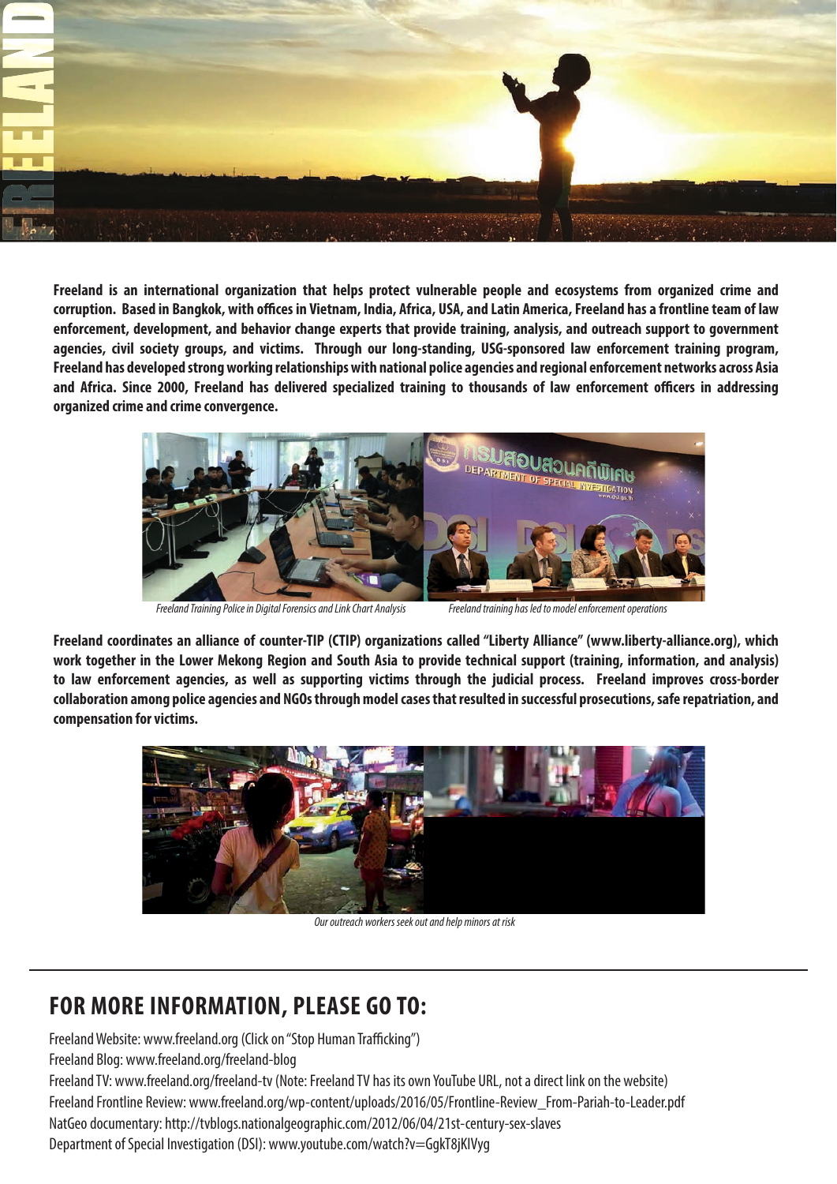Freeland is an international organization that helps protect vulnerable people and ecosystems from organized crime and corruption. Based in Bangkok, with offices in Vietnam, India, Africa, USA, and Latin America, Freeland has a frontline team of law enforcement, development, and behavior change experts that provide training, analysis, and outreach support to government agencies, civil society groups, and victims. Through our long-standing, USG-sponsored law enforcement training program, Freeland has developed strong working relationships with national police agencies and regional enforcement networks across Asia and Africa. Since 2000, Freeland has delivered specialized training to thousands of law enforcement officers in addressing organized crime and crime convergence.

*Freeland Training Police in Digital Forensics and Link Chart Analysis*

*Freeland training has led to model enforcement operations*

Freeland coordinates an alliance of counter-TIP (CTIP) organizations called "Liberty Alliance" (www.liberty-alliance.org), which work together in the Lower Mekong Region and South Asia to provide technical support (training, information, and analysis) to law enforcement agencies, as well as supporting victims through the judicial process. Freeland improves cross-border collaboration among police agencies and NGOs through model cases that resulted in successful prosecutions, safe repatriation, and compensation for victims.

*Our outreach workers seek out and help minors at risk*

## FOR MORE INFORMATION, PLEASE GO TO:

Freeland Website: www.freeland.org (Click on "Stop Human Trafficking")
Freeland Blog: www.freeland.org/freeland-blog
Freeland TV: www.freeland.org/freeland-tv (Note: Freeland TV has its own YouTube URL, not a direct link on the website)
Freeland Frontline Review: www.freeland.org/wp-content/uploads/2016/05/Frontline-Review_From-Pariah-to-Leader.pdf
NatGeo documentary: http://tvblogs.nationalgeographic.com/2012/06/04/21st-century-sex-slaves
Department of Special Investigation (DSI): www.youtube.com/watch?v=GgkT8jKIVyg